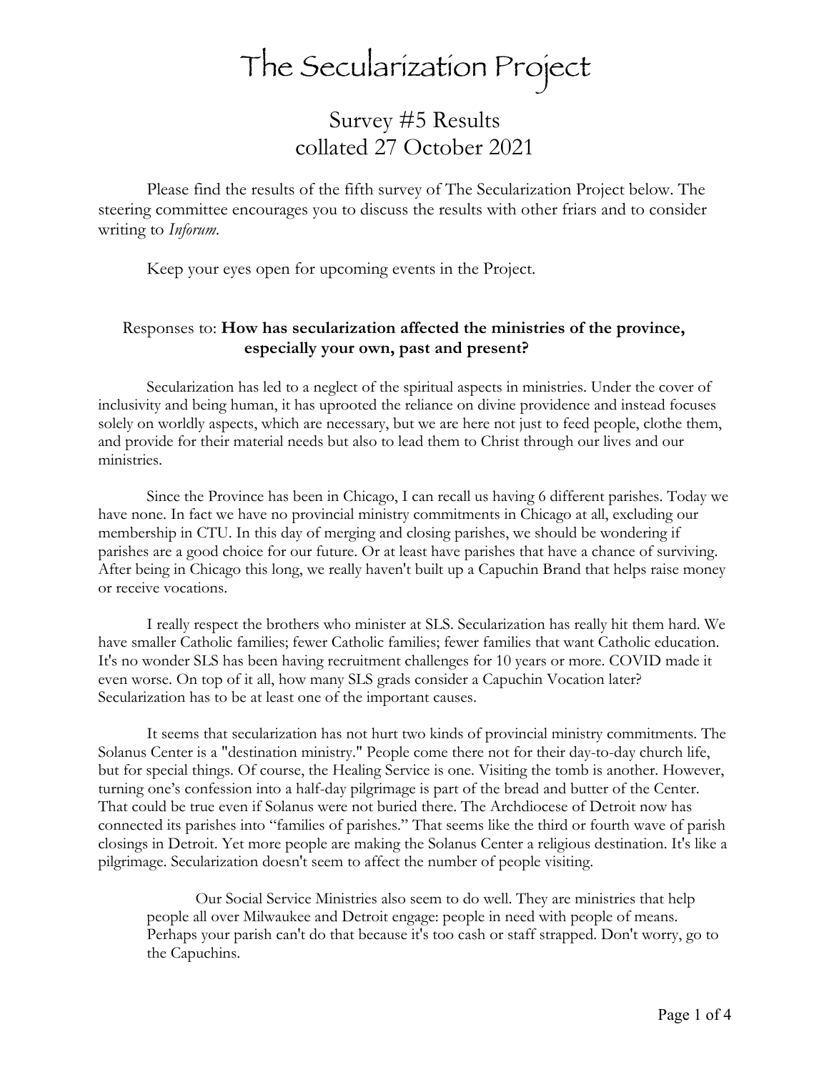# The Secularization Project

## Survey #5 Results
## collated 27 October 2021

Please find the results of the fifth survey of The Secularization Project below. The steering committee encourages you to discuss the results with other friars and to consider writing to *Inforum*.

Keep your eyes open for upcoming events in the Project.

### Responses to: **How has secularization affected the ministries of the province, especially your own, past and present?**

Secularization has led to a neglect of the spiritual aspects in ministries. Under the cover of inclusivity and being human, it has uprooted the reliance on divine providence and instead focuses solely on worldly aspects, which are necessary, but we are here not just to feed people, clothe them, and provide for their material needs but also to lead them to Christ through our lives and our ministries.

Since the Province has been in Chicago, I can recall us having 6 different parishes. Today we have none. In fact we have no provincial ministry commitments in Chicago at all, excluding our membership in CTU. In this day of merging and closing parishes, we should be wondering if parishes are a good choice for our future. Or at least have parishes that have a chance of surviving. After being in Chicago this long, we really haven't built up a Capuchin Brand that helps raise money or receive vocations.

I really respect the brothers who minister at SLS. Secularization has really hit them hard. We have smaller Catholic families; fewer Catholic families; fewer families that want Catholic education. It's no wonder SLS has been having recruitment challenges for 10 years or more. COVID made it even worse. On top of it all, how many SLS grads consider a Capuchin Vocation later? Secularization has to be at least one of the important causes.

It seems that secularization has not hurt two kinds of provincial ministry commitments. The Solanus Center is a "destination ministry." People come there not for their day-to-day church life, but for special things. Of course, the Healing Service is one. Visiting the tomb is another. However, turning one's confession into a half-day pilgrimage is part of the bread and butter of the Center. That could be true even if Solanus were not buried there. The Archdiocese of Detroit now has connected its parishes into "families of parishes." That seems like the third or fourth wave of parish closings in Detroit. Yet more people are making the Solanus Center a religious destination. It's like a pilgrimage. Secularization doesn't seem to affect the number of people visiting.

> Our Social Service Ministries also seem to do well. They are ministries that help people all over Milwaukee and Detroit engage: people in need with people of means. Perhaps your parish can't do that because it's too cash or staff strapped. Don't worry, go to the Capuchins.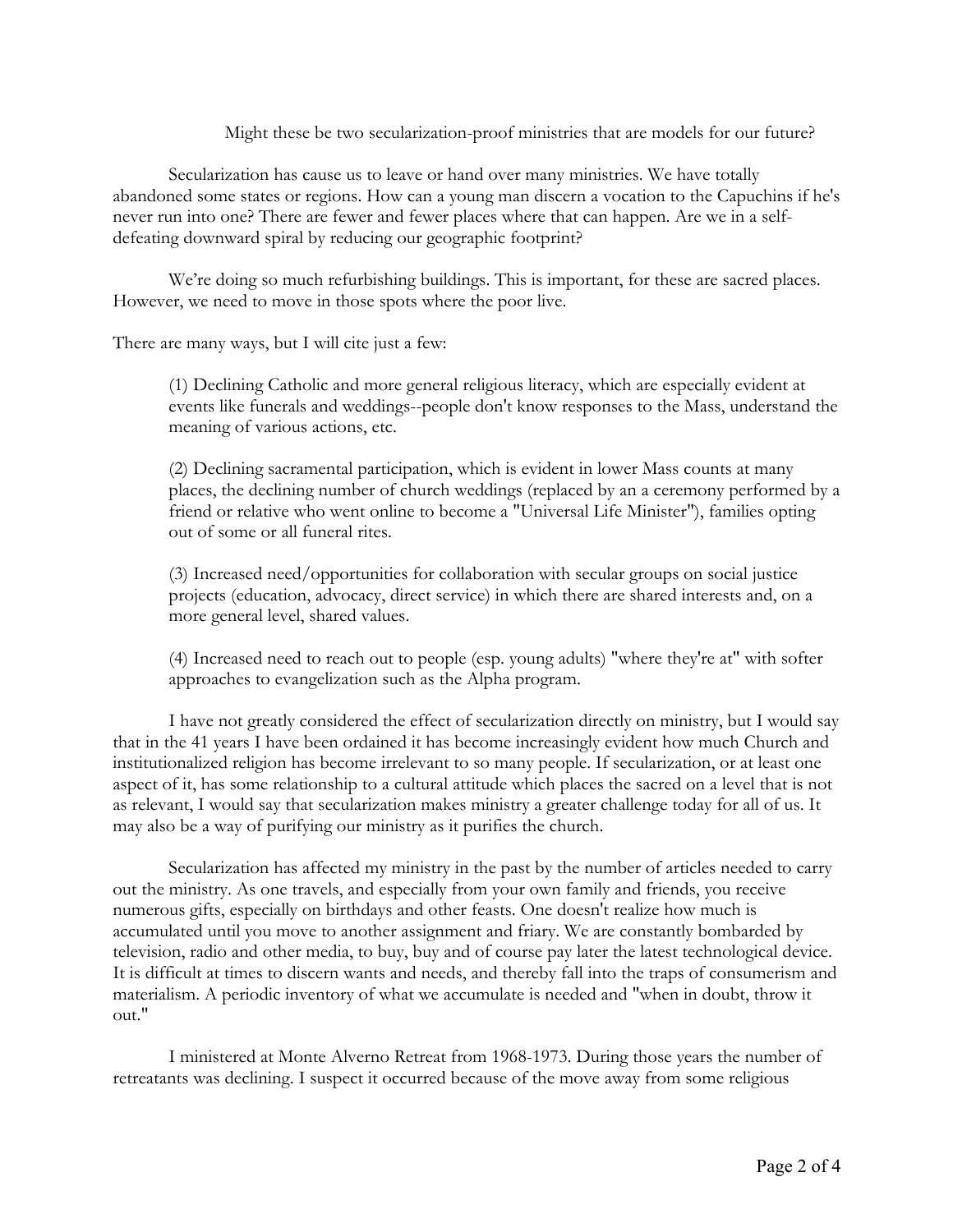Might these be two secularization-proof ministries that are models for our future?

Secularization has cause us to leave or hand over many ministries. We have totally abandoned some states or regions. How can a young man discern a vocation to the Capuchins if he's never run into one? There are fewer and fewer places where that can happen. Are we in a self-defeating downward spiral by reducing our geographic footprint?

We're doing so much refurbishing buildings. This is important, for these are sacred places. However, we need to move in those spots where the poor live.

There are many ways, but I will cite just a few:

(1) Declining Catholic and more general religious literacy, which are especially evident at events like funerals and weddings--people don't know responses to the Mass, understand the meaning of various actions, etc.

(2) Declining sacramental participation, which is evident in lower Mass counts at many places, the declining number of church weddings (replaced by an a ceremony performed by a friend or relative who went online to become a "Universal Life Minister"), families opting out of some or all funeral rites.

(3) Increased need/opportunities for collaboration with secular groups on social justice projects (education, advocacy, direct service) in which there are shared interests and, on a more general level, shared values.

(4) Increased need to reach out to people (esp. young adults) "where they're at" with softer approaches to evangelization such as the Alpha program.

I have not greatly considered the effect of secularization directly on ministry, but I would say that in the 41 years I have been ordained it has become increasingly evident how much Church and institutionalized religion has become irrelevant to so many people. If secularization, or at least one aspect of it, has some relationship to a cultural attitude which places the sacred on a level that is not as relevant, I would say that secularization makes ministry a greater challenge today for all of us. It may also be a way of purifying our ministry as it purifies the church.

Secularization has affected my ministry in the past by the number of articles needed to carry out the ministry. As one travels, and especially from your own family and friends, you receive numerous gifts, especially on birthdays and other feasts. One doesn't realize how much is accumulated until you move to another assignment and friary. We are constantly bombarded by television, radio and other media, to buy, buy and of course pay later the latest technological device. It is difficult at times to discern wants and needs, and thereby fall into the traps of consumerism and materialism. A periodic inventory of what we accumulate is needed and "when in doubt, throw it out."

I ministered at Monte Alverno Retreat from 1968-1973. During those years the number of retreatants was declining. I suspect it occurred because of the move away from some religious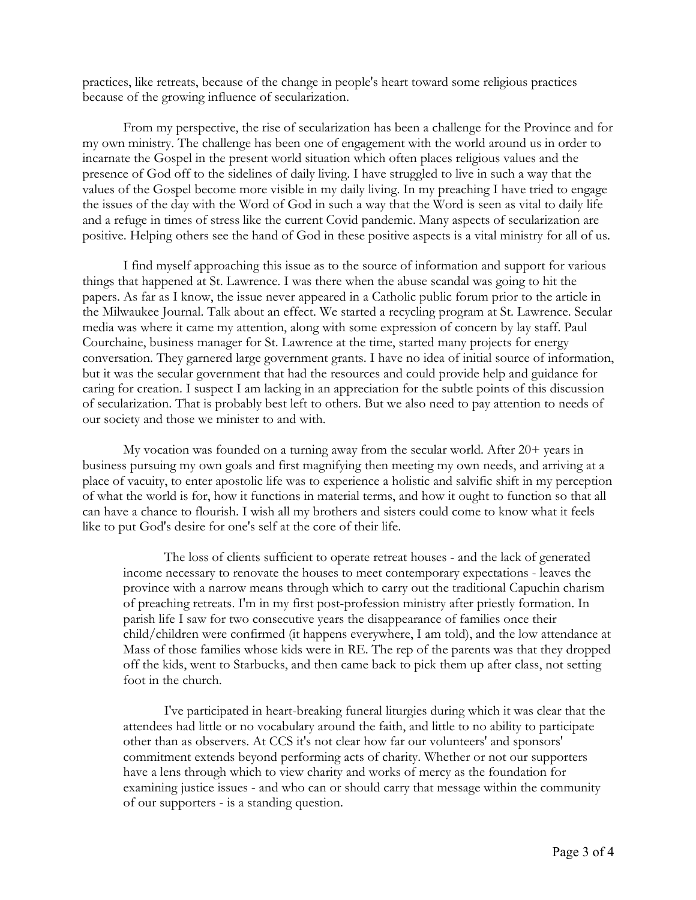practices, like retreats, because of the change in people's heart toward some religious practices because of the growing influence of secularization.

From my perspective, the rise of secularization has been a challenge for the Province and for my own ministry. The challenge has been one of engagement with the world around us in order to incarnate the Gospel in the present world situation which often places religious values and the presence of God off to the sidelines of daily living. I have struggled to live in such a way that the values of the Gospel become more visible in my daily living. In my preaching I have tried to engage the issues of the day with the Word of God in such a way that the Word is seen as vital to daily life and a refuge in times of stress like the current Covid pandemic. Many aspects of secularization are positive. Helping others see the hand of God in these positive aspects is a vital ministry for all of us.

I find myself approaching this issue as to the source of information and support for various things that happened at St. Lawrence. I was there when the abuse scandal was going to hit the papers. As far as I know, the issue never appeared in a Catholic public forum prior to the article in the Milwaukee Journal. Talk about an effect. We started a recycling program at St. Lawrence. Secular media was where it came my attention, along with some expression of concern by lay staff. Paul Courchaine, business manager for St. Lawrence at the time, started many projects for energy conversation. They garnered large government grants. I have no idea of initial source of information, but it was the secular government that had the resources and could provide help and guidance for caring for creation. I suspect I am lacking in an appreciation for the subtle points of this discussion of secularization. That is probably best left to others. But we also need to pay attention to needs of our society and those we minister to and with.

My vocation was founded on a turning away from the secular world. After 20+ years in business pursuing my own goals and first magnifying then meeting my own needs, and arriving at a place of vacuity, to enter apostolic life was to experience a holistic and salvific shift in my perception of what the world is for, how it functions in material terms, and how it ought to function so that all can have a chance to flourish. I wish all my brothers and sisters could come to know what it feels like to put God's desire for one's self at the core of their life.

> The loss of clients sufficient to operate retreat houses - and the lack of generated income necessary to renovate the houses to meet contemporary expectations - leaves the province with a narrow means through which to carry out the traditional Capuchin charism of preaching retreats. I'm in my first post-profession ministry after priestly formation. In parish life I saw for two consecutive years the disappearance of families once their child/children were confirmed (it happens everywhere, I am told), and the low attendance at Mass of those families whose kids were in RE. The rep of the parents was that they dropped off the kids, went to Starbucks, and then came back to pick them up after class, not setting foot in the church.
>
> I've participated in heart-breaking funeral liturgies during which it was clear that the attendees had little or no vocabulary around the faith, and little to no ability to participate other than as observers. At CCS it's not clear how far our volunteers' and sponsors' commitment extends beyond performing acts of charity. Whether or not our supporters have a lens through which to view charity and works of mercy as the foundation for examining justice issues - and who can or should carry that message within the community of our supporters - is a standing question.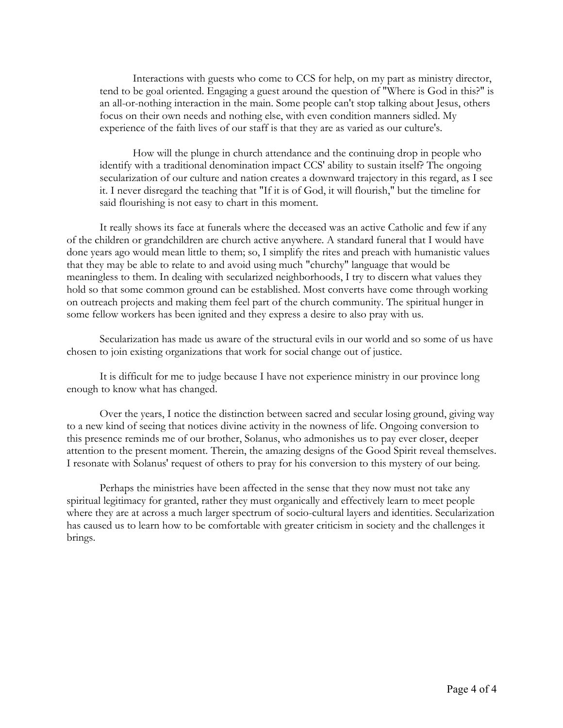Interactions with guests who come to CCS for help, on my part as ministry director, tend to be goal oriented. Engaging a guest around the question of "Where is God in this?" is an all-or-nothing interaction in the main. Some people can't stop talking about Jesus, others focus on their own needs and nothing else, with even condition manners sidled. My experience of the faith lives of our staff is that they are as varied as our culture's.

How will the plunge in church attendance and the continuing drop in people who identify with a traditional denomination impact CCS' ability to sustain itself? The ongoing secularization of our culture and nation creates a downward trajectory in this regard, as I see it. I never disregard the teaching that "If it is of God, it will flourish," but the timeline for said flourishing is not easy to chart in this moment.

It really shows its face at funerals where the deceased was an active Catholic and few if any of the children or grandchildren are church active anywhere. A standard funeral that I would have done years ago would mean little to them; so, I simplify the rites and preach with humanistic values that they may be able to relate to and avoid using much "churchy" language that would be meaningless to them. In dealing with secularized neighborhoods, I try to discern what values they hold so that some common ground can be established. Most converts have come through working on outreach projects and making them feel part of the church community. The spiritual hunger in some fellow workers has been ignited and they express a desire to also pray with us.

Secularization has made us aware of the structural evils in our world and so some of us have chosen to join existing organizations that work for social change out of justice.

It is difficult for me to judge because I have not experience ministry in our province long enough to know what has changed.

Over the years, I notice the distinction between sacred and secular losing ground, giving way to a new kind of seeing that notices divine activity in the nowness of life. Ongoing conversion to this presence reminds me of our brother, Solanus, who admonishes us to pay ever closer, deeper attention to the present moment. Therein, the amazing designs of the Good Spirit reveal themselves. I resonate with Solanus' request of others to pray for his conversion to this mystery of our being.

Perhaps the ministries have been affected in the sense that they now must not take any spiritual legitimacy for granted, rather they must organically and effectively learn to meet people where they are at across a much larger spectrum of socio-cultural layers and identities. Secularization has caused us to learn how to be comfortable with greater criticism in society and the challenges it brings.